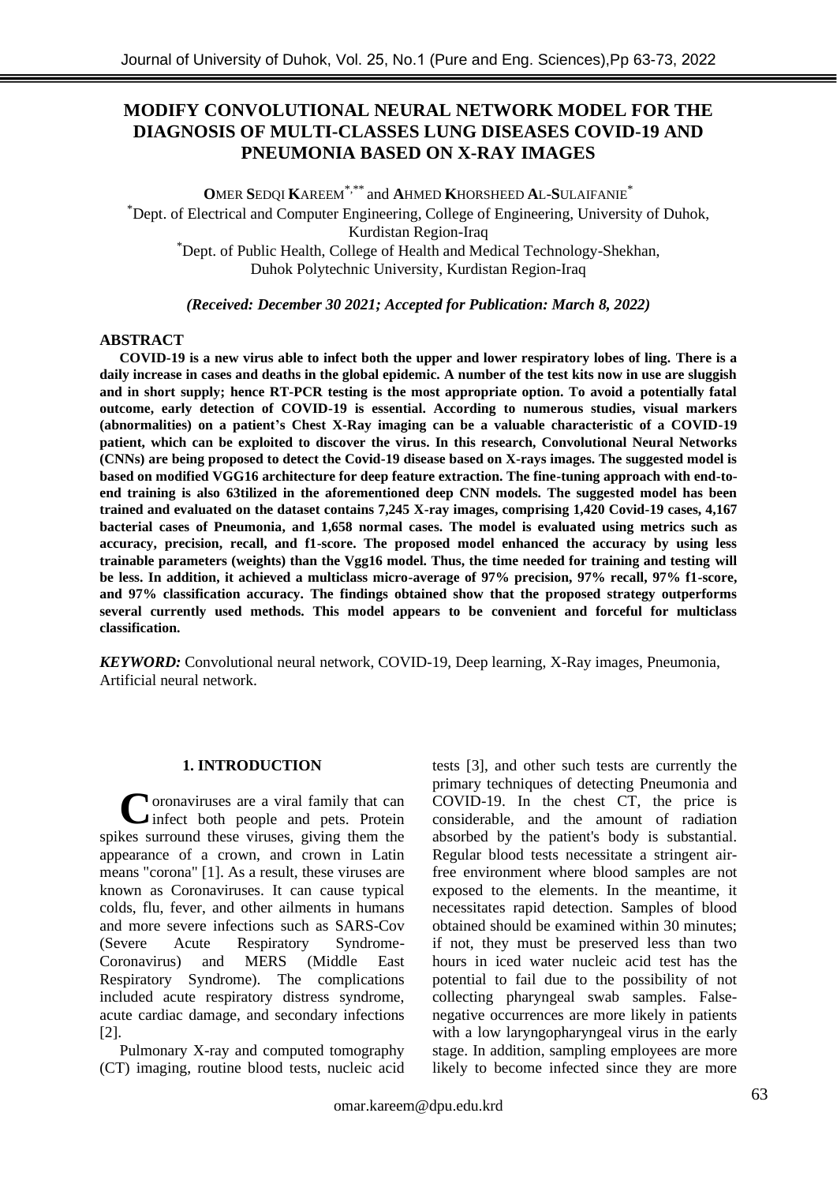# MODIFY CONVOLUTIONAL NEURAL NETWORK MODEL FOR THE DIAGNOSIS OF MULTI-CLASSES LUNG DISEASES COVID-19 AND PNEUMONIA BASED ON X-RAY IMAGES

**O**MER **S**EDQI **K**AREEM[*,**] and **A**HMED **K**HORSHEED **A**L-**S**ULAIFANIE[*]

[*]Dept. of Electrical and Computer Engineering, College of Engineering, University of Duhok, Kurdistan Region-Iraq

[*]Dept. of Public Health, College of Health and Medical Technology-Shekhan, Duhok Polytechnic University, Kurdistan Region-Iraq

*(Received: December 30 2021; Accepted for Publication: March 8, 2022)*

## ABSTRACT

**COVID-19 is a new virus able to infect both the upper and lower respiratory lobes of ling. There is a daily increase in cases and deaths in the global epidemic. A number of the test kits now in use are sluggish and in short supply; hence RT-PCR testing is the most appropriate option. To avoid a potentially fatal outcome, early detection of COVID-19 is essential. According to numerous studies, visual markers (abnormalities) on a patient's Chest X-Ray imaging can be a valuable characteristic of a COVID-19 patient, which can be exploited to discover the virus. In this research, Convolutional Neural Networks (CNNs) are being proposed to detect the Covid-19 disease based on X-rays images. The suggested model is based on modified VGG16 architecture for deep feature extraction. The fine-tuning approach with end-to-end training is also 63tilized in the aforementioned deep CNN models. The suggested model has been trained and evaluated on the dataset contains 7,245 X-ray images, comprising 1,420 Covid-19 cases, 4,167 bacterial cases of Pneumonia, and 1,658 normal cases. The model is evaluated using metrics such as accuracy, precision, recall, and f1-score. The proposed model enhanced the accuracy by using less trainable parameters (weights) than the Vgg16 model. Thus, the time needed for training and testing will be less. In addition, it achieved a multiclass micro-average of 97% precision, 97% recall, 97% f1-score, and 97% classification accuracy. The findings obtained show that the proposed strategy outperforms several currently used methods. This model appears to be convenient and forceful for multiclass classification.**

***KEYWORD:*** Convolutional neural network, COVID-19, Deep learning, X-Ray images, Pneumonia, Artificial neural network.

## 1. INTRODUCTION

Coronaviruses are a viral family that can infect both people and pets. Protein spikes surround these viruses, giving them the appearance of a crown, and crown in Latin means "corona" [1]. As a result, these viruses are known as Coronaviruses. It can cause typical colds, flu, fever, and other ailments in humans and more severe infections such as SARS-Cov (Severe Acute Respiratory Syndrome-Coronavirus) and MERS (Middle East Respiratory Syndrome). The complications included acute respiratory distress syndrome, acute cardiac damage, and secondary infections [2].

Pulmonary X-ray and computed tomography (CT) imaging, routine blood tests, nucleic acid tests [3], and other such tests are currently the primary techniques of detecting Pneumonia and COVID-19. In the chest CT, the price is considerable, and the amount of radiation absorbed by the patient's body is substantial. Regular blood tests necessitate a stringent air-free environment where blood samples are not exposed to the elements. In the meantime, it necessitates rapid detection. Samples of blood obtained should be examined within 30 minutes; if not, they must be preserved less than two hours in iced water nucleic acid test has the potential to fail due to the possibility of not collecting pharyngeal swab samples. False-negative occurrences are more likely in patients with a low laryngopharyngeal virus in the early stage. In addition, sampling employees are more likely to become infected since they are more

omar.kareem@dpu.edu.krd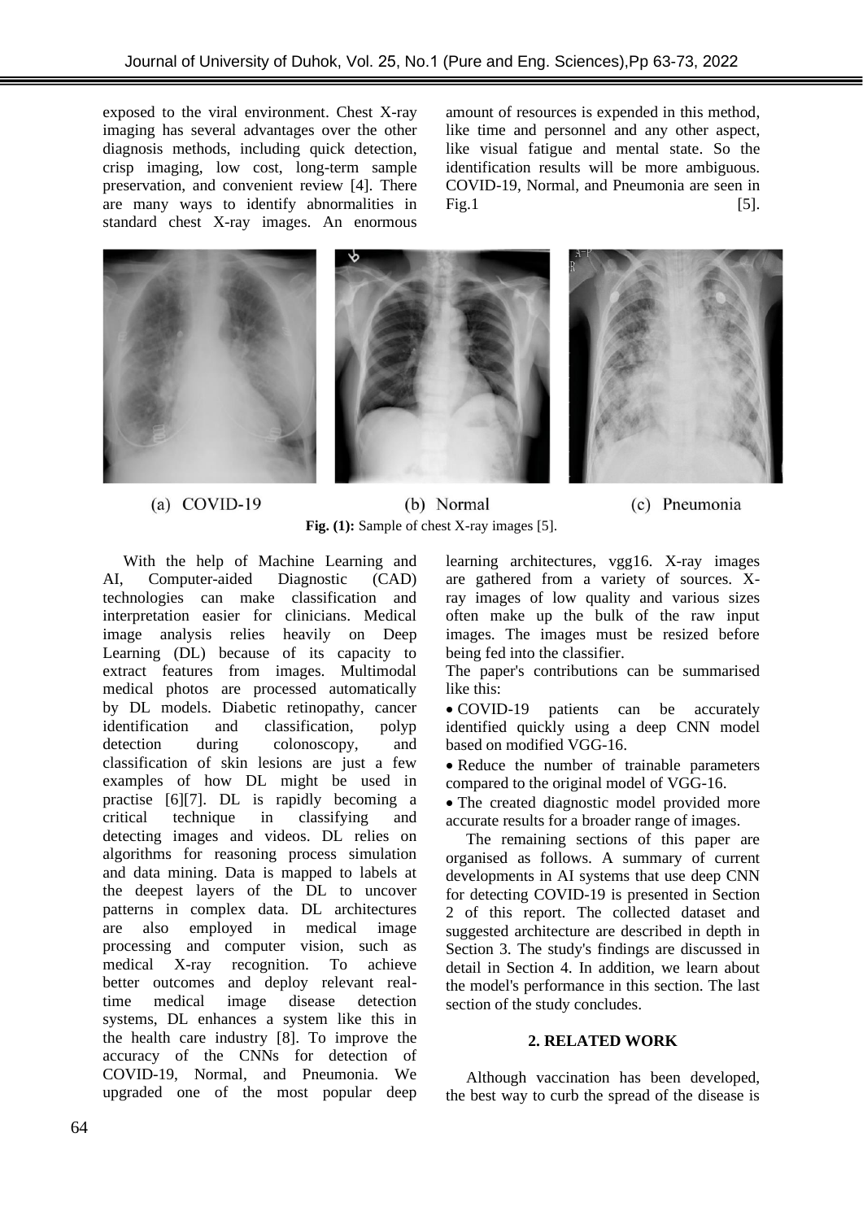exposed to the viral environment. Chest X-ray imaging has several advantages over the other diagnosis methods, including quick detection, crisp imaging, low cost, long-term sample preservation, and convenient review [4]. There are many ways to identify abnormalities in standard chest X-ray images. An enormous amount of resources is expended in this method, like time and personnel and any other aspect, like visual fatigue and mental state. So the identification results will be more ambiguous. COVID-19, Normal, and Pneumonia are seen in Fig.1 [5].

(a) COVID-19 (b) Normal (c) Pneumonia

**Fig. (1):** Sample of chest X-ray images [5].

With the help of Machine Learning and AI, Computer-aided Diagnostic (CAD) technologies can make classification and interpretation easier for clinicians. Medical image analysis relies heavily on Deep Learning (DL) because of its capacity to extract features from images. Multimodal medical photos are processed automatically by DL models. Diabetic retinopathy, cancer identification and classification, polyp detection during colonoscopy, and classification of skin lesions are just a few examples of how DL might be used in practise [6][7]. DL is rapidly becoming a critical technique in classifying and detecting images and videos. DL relies on algorithms for reasoning process simulation and data mining. Data is mapped to labels at the deepest layers of the DL to uncover patterns in complex data. DL architectures are also employed in medical image processing and computer vision, such as medical X-ray recognition. To achieve better outcomes and deploy relevant real-time medical image disease detection systems, DL enhances a system like this in the health care industry [8]. To improve the accuracy of the CNNs for detection of COVID-19, Normal, and Pneumonia. We upgraded one of the most popular deep learning architectures, vgg16. X-ray images are gathered from a variety of sources. X-ray images of low quality and various sizes often make up the bulk of the raw input images. The images must be resized before being fed into the classifier.

The paper's contributions can be summarised like this:

- COVID-19 patients can be accurately identified quickly using a deep CNN model based on modified VGG-16.
- Reduce the number of trainable parameters compared to the original model of VGG-16.
- The created diagnostic model provided more accurate results for a broader range of images.

The remaining sections of this paper are organised as follows. A summary of current developments in AI systems that use deep CNN for detecting COVID-19 is presented in Section 2 of this report. The collected dataset and suggested architecture are described in depth in Section 3. The study's findings are discussed in detail in Section 4. In addition, we learn about the model's performance in this section. The last section of the study concludes.

## 2. RELATED WORK

Although vaccination has been developed, the best way to curb the spread of the disease is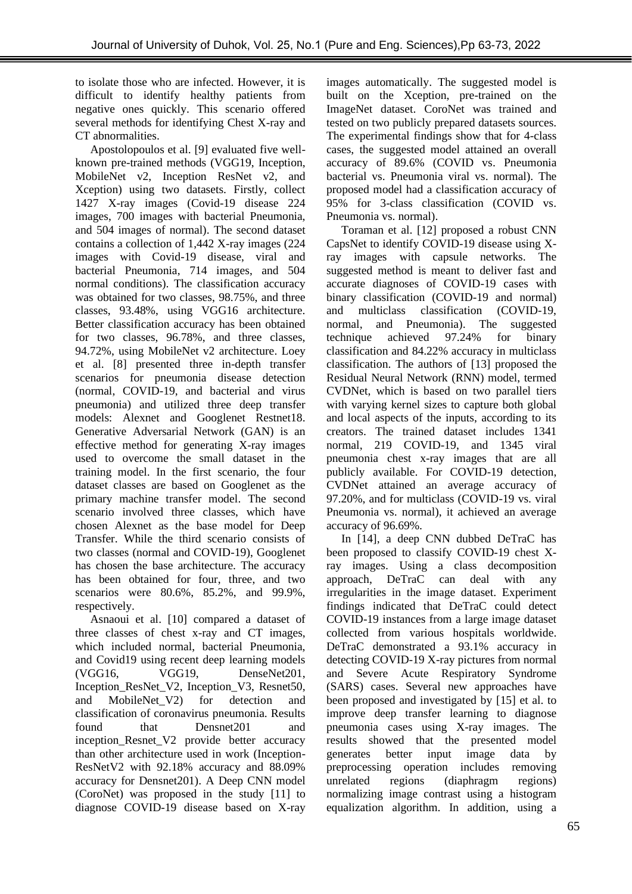to isolate those who are infected. However, it is difficult to identify healthy patients from negative ones quickly. This scenario offered several methods for identifying Chest X-ray and CT abnormalities.

Apostolopoulos et al. [9] evaluated five well-known pre-trained methods (VGG19, Inception, MobileNet v2, Inception ResNet v2, and Xception) using two datasets. Firstly, collect 1427 X-ray images (Covid-19 disease 224 images, 700 images with bacterial Pneumonia, and 504 images of normal). The second dataset contains a collection of 1,442 X-ray images (224 images with Covid-19 disease, viral and bacterial Pneumonia, 714 images, and 504 normal conditions). The classification accuracy was obtained for two classes, 98.75%, and three classes, 93.48%, using VGG16 architecture. Better classification accuracy has been obtained for two classes, 96.78%, and three classes, 94.72%, using MobileNet v2 architecture. Loey et al. [8] presented three in-depth transfer scenarios for pneumonia disease detection (normal, COVID-19, and bacterial and virus pneumonia) and utilized three deep transfer models: Alexnet and Googlenet Restnet18. Generative Adversarial Network (GAN) is an effective method for generating X-ray images used to overcome the small dataset in the training model. In the first scenario, the four dataset classes are based on Googlenet as the primary machine transfer model. The second scenario involved three classes, which have chosen Alexnet as the base model for Deep Transfer. While the third scenario consists of two classes (normal and COVID-19), Googlenet has chosen the base architecture. The accuracy has been obtained for four, three, and two scenarios were 80.6%, 85.2%, and 99.9%, respectively.

Asnaoui et al. [10] compared a dataset of three classes of chest x-ray and CT images, which included normal, bacterial Pneumonia, and Covid19 using recent deep learning models (VGG16, VGG19, DenseNet201, Inception_ResNet_V2, Inception_V3, Resnet50, and MobileNet_V2) for detection and classification of coronavirus pneumonia. Results found that Densnet201 and inception_Resnet_V2 provide better accuracy than other architecture used in work (Inception-ResNetV2 with 92.18% accuracy and 88.09% accuracy for Densnet201). A Deep CNN model (CoroNet) was proposed in the study [11] to diagnose COVID-19 disease based on X-ray images automatically. The suggested model is built on the Xception, pre-trained on the ImageNet dataset. CoroNet was trained and tested on two publicly prepared datasets sources. The experimental findings show that for 4-class cases, the suggested model attained an overall accuracy of 89.6% (COVID vs. Pneumonia bacterial vs. Pneumonia viral vs. normal). The proposed model had a classification accuracy of 95% for 3-class classification (COVID vs. Pneumonia vs. normal).

Toraman et al. [12] proposed a robust CNN CapsNet to identify COVID-19 disease using X-ray images with capsule networks. The suggested method is meant to deliver fast and accurate diagnoses of COVID-19 cases with binary classification (COVID-19 and normal) and multiclass classification (COVID-19, normal, and Pneumonia). The suggested technique achieved 97.24% for binary classification and 84.22% accuracy in multiclass classification. The authors of [13] proposed the Residual Neural Network (RNN) model, termed CVDNet, which is based on two parallel tiers with varying kernel sizes to capture both global and local aspects of the inputs, according to its creators. The trained dataset includes 1341 normal, 219 COVID-19, and 1345 viral pneumonia chest x-ray images that are all publicly available. For COVID-19 detection, CVDNet attained an average accuracy of 97.20%, and for multiclass (COVID-19 vs. viral Pneumonia vs. normal), it achieved an average accuracy of 96.69%.

In [14], a deep CNN dubbed DeTraC has been proposed to classify COVID-19 chest X-ray images. Using a class decomposition approach, DeTraC can deal with any irregularities in the image dataset. Experiment findings indicated that DeTraC could detect COVID-19 instances from a large image dataset collected from various hospitals worldwide. DeTraC demonstrated a 93.1% accuracy in detecting COVID-19 X-ray pictures from normal and Severe Acute Respiratory Syndrome (SARS) cases. Several new approaches have been proposed and investigated by [15] et al. to improve deep transfer learning to diagnose pneumonia cases using X-ray images. The results showed that the presented model generates better input image data by preprocessing operation includes removing unrelated regions (diaphragm regions) normalizing image contrast using a histogram equalization algorithm. In addition, using a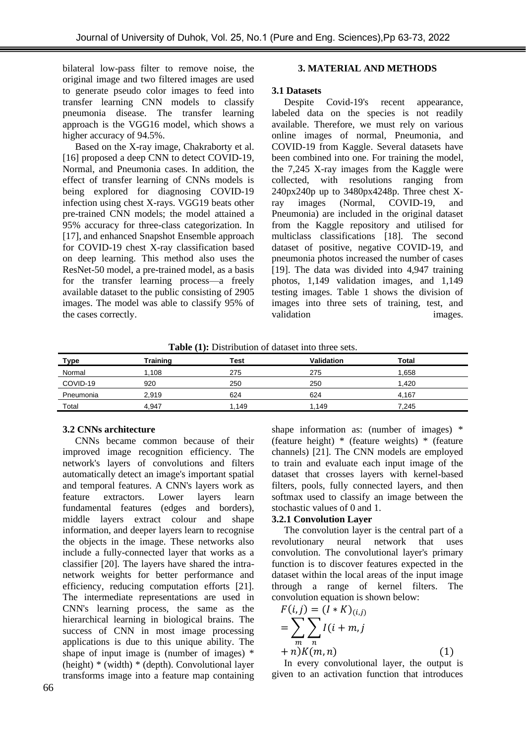bilateral low-pass filter to remove noise, the original image and two filtered images are used to generate pseudo color images to feed into transfer learning CNN models to classify pneumonia disease. The transfer learning approach is the VGG16 model, which shows a higher accuracy of 94.5%.

Based on the X-ray image, Chakraborty et al. [16] proposed a deep CNN to detect COVID-19, Normal, and Pneumonia cases. In addition, the effect of transfer learning of CNNs models is being explored for diagnosing COVID-19 infection using chest X-rays. VGG19 beats other pre-trained CNN models; the model attained a 95% accuracy for three-class categorization. In [17], and enhanced Snapshot Ensemble approach for COVID-19 chest X-ray classification based on deep learning. This method also uses the ResNet-50 model, a pre-trained model, as a basis for the transfer learning process—a freely available dataset to the public consisting of 2905 images. The model was able to classify 95% of the cases correctly.

## 3. MATERIAL AND METHODS

### 3.1 Datasets

Despite Covid-19's recent appearance, labeled data on the species is not readily available. Therefore, we must rely on various online images of normal, Pneumonia, and COVID-19 from Kaggle. Several datasets have been combined into one. For training the model, the 7,245 X-ray images from the Kaggle were collected, with resolutions ranging from 240px240p up to 3480px4248p. Three chest X-ray images (Normal, COVID-19, and Pneumonia) are included in the original dataset from the Kaggle repository and utilised for multiclass classifications [18]. The second dataset of positive, negative COVID-19, and pneumonia photos increased the number of cases [19]. The data was divided into 4,947 training photos, 1,149 validation images, and 1,149 testing images. Table 1 shows the division of images into three sets of training, test, and validation images.

**Table (1):** Distribution of dataset into three sets.

| Type | Training | Test | Validation | Total |
|---|---|---|---|---|
| Normal | 1,108 | 275 | 275 | 1,658 |
| COVID-19 | 920 | 250 | 250 | 1,420 |
| Pneumonia | 2,919 | 624 | 624 | 4,167 |
| Total | 4,947 | 1,149 | 1,149 | 7,245 |

### 3.2 CNNs architecture

CNNs became common because of their improved image recognition efficiency. The network's layers of convolutions and filters automatically detect an image's important spatial and temporal features. A CNN's layers work as feature extractors. Lower layers learn fundamental features (edges and borders), middle layers extract colour and shape information, and deeper layers learn to recognise the objects in the image. These networks also include a fully-connected layer that works as a classifier [20]. The layers have shared the intra-network weights for better performance and efficiency, reducing computation efforts [21]. The intermediate representations are used in CNN's learning process, the same as the hierarchical learning in biological brains. The success of CNN in most image processing applications is due to this unique ability. The shape of input image is (number of images) * (height) * (width) * (depth). Convolutional layer transforms image into a feature map containing shape information as: (number of images) * (feature height) * (feature weights) * (feature channels) [21]. The CNN models are employed to train and evaluate each input image of the dataset that crosses layers with kernel-based filters, pools, fully connected layers, and then softmax used to classify an image between the stochastic values of 0 and 1.

#### 3.2.1 Convolution Layer

The convolution layer is the central part of a revolutionary neural network that uses convolution. The convolutional layer's primary function is to discover features expected in the dataset within the local areas of the input image through a range of kernel filters. The convolution equation is shown below:

$$F(i,j) = (I * K)_{(i,j)} = \sum_{m} \sum_{n} I(i+m, j+n) K(m,n) \quad (1)$$

In every convolutional layer, the output is given to an activation function that introduces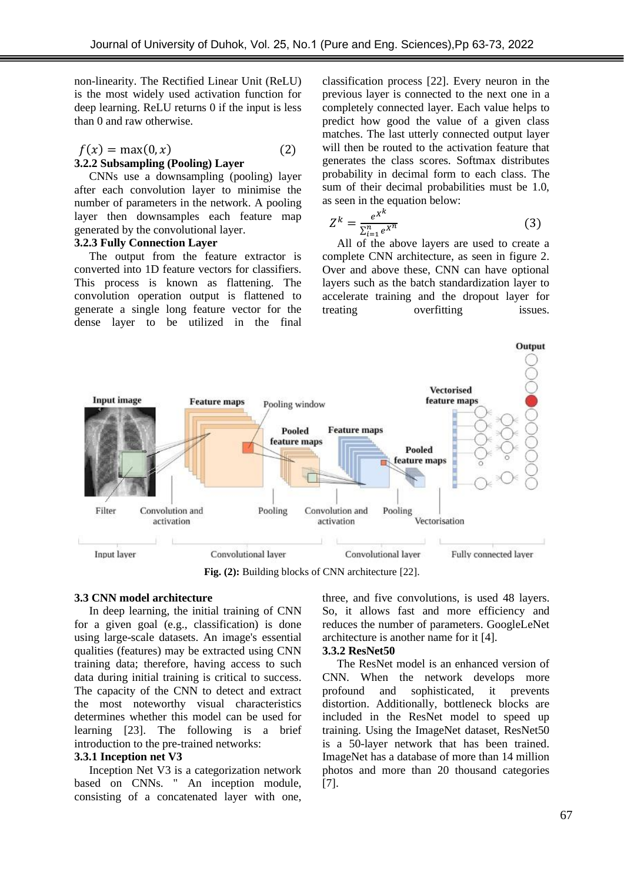non-linearity. The Rectified Linear Unit (ReLU) is the most widely used activation function for deep learning. ReLU returns 0 if the input is less than 0 and raw otherwise.

$$f(x) = \max(0, x) \tag{2}$$

### 3.2.2 Subsampling (Pooling) Layer

CNNs use a downsampling (pooling) layer after each convolution layer to minimise the number of parameters in the network. A pooling layer then downsamples each feature map generated by the convolutional layer.

### 3.2.3 Fully Connection Layer

The output from the feature extractor is converted into 1D feature vectors for classifiers. This process is known as flattening. The convolution operation output is flattened to generate a single long feature vector for the dense layer to be utilized in the final classification process [22]. Every neuron in the previous layer is connected to the next one in a completely connected layer. Each value helps to predict how good the value of a given class matches. The last utterly connected output layer will then be routed to the activation feature that generates the class scores. Softmax distributes probability in decimal form to each class. The sum of their decimal probabilities must be 1.0, as seen in the equation below:

$$Z^k = \frac{e^{x^k}}{\sum_{i=1}^{n} e^{x^n}} \tag{3}$$

All of the above layers are used to create a complete CNN architecture, as seen in figure 2. Over and above these, CNN can have optional layers such as the batch standardization layer to accelerate training and the dropout layer for treating overfitting issues.

**Fig. (2):** Building blocks of CNN architecture [22].

## 3.3 CNN model architecture

In deep learning, the initial training of CNN for a given goal (e.g., classification) is done using large-scale datasets. An image's essential qualities (features) may be extracted using CNN training data; therefore, having access to such data during initial training is critical to success. The capacity of the CNN to detect and extract the most noteworthy visual characteristics determines whether this model can be used for learning [23]. The following is a brief introduction to the pre-trained networks:

### 3.3.1 Inception net V3

Inception Net V3 is a categorization network based on CNNs. " An inception module, consisting of a concatenated layer with one, three, and five convolutions, is used 48 layers. So, it allows fast and more efficiency and reduces the number of parameters. GoogleLeNet architecture is another name for it [4].

### 3.3.2 ResNet50

The ResNet model is an enhanced version of CNN. When the network develops more profound and sophisticated, it prevents distortion. Additionally, bottleneck blocks are included in the ResNet model to speed up training. Using the ImageNet dataset, ResNet50 is a 50-layer network that has been trained. ImageNet has a database of more than 14 million photos and more than 20 thousand categories [7].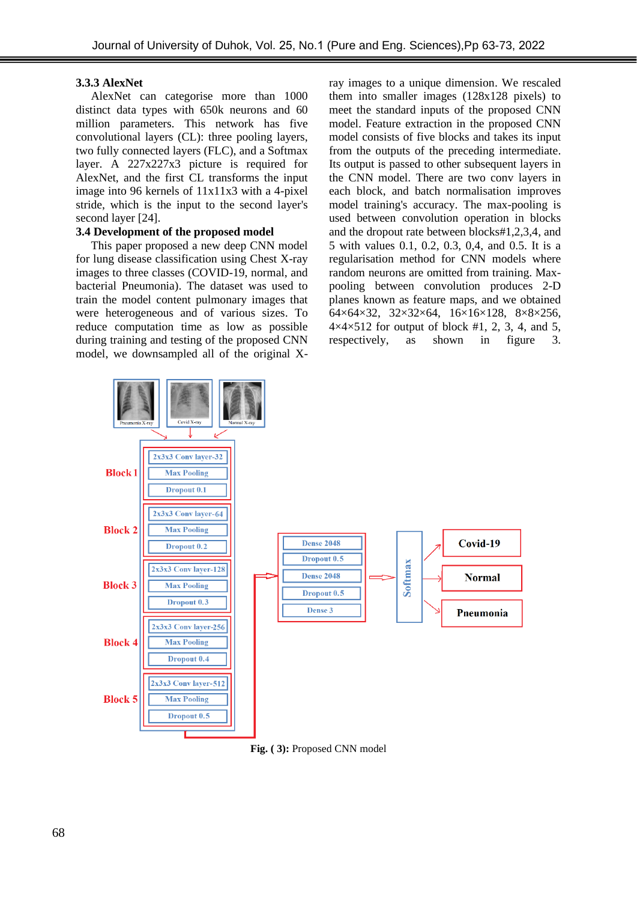### 3.3.3 AlexNet

AlexNet can categorise more than 1000 distinct data types with 650k neurons and 60 million parameters. This network has five convolutional layers (CL): three pooling layers, two fully connected layers (FLC), and a Softmax layer. A 227x227x3 picture is required for AlexNet, and the first CL transforms the input image into 96 kernels of 11x11x3 with a 4-pixel stride, which is the input to the second layer's second layer [24].

### 3.4 Development of the proposed model

This paper proposed a new deep CNN model for lung disease classification using Chest X-ray images to three classes (COVID-19, normal, and bacterial Pneumonia). The dataset was used to train the model content pulmonary images that were heterogeneous and of various sizes. To reduce computation time as low as possible during training and testing of the proposed CNN model, we downsampled all of the original X-ray images to a unique dimension. We rescaled them into smaller images (128x128 pixels) to meet the standard inputs of the proposed CNN model. Feature extraction in the proposed CNN model consists of five blocks and takes its input from the outputs of the preceding intermediate. Its output is passed to other subsequent layers in the CNN model. There are two conv layers in each block, and batch normalisation improves model training's accuracy. The max-pooling is used between convolution operation in blocks and the dropout rate between blocks#1,2,3,4, and 5 with values 0.1, 0.2, 0.3, 0,4, and 0.5. It is a regularisation method for CNN models where random neurons are omitted from training. Max-pooling between convolution produces 2-D planes known as feature maps, and we obtained 64×64×32, 32×32×64, 16×16×128, 8×8×256, 4×4×512 for output of block #1, 2, 3, 4, and 5, respectively, as shown in figure 3.

**Fig. ( 3):** Proposed CNN model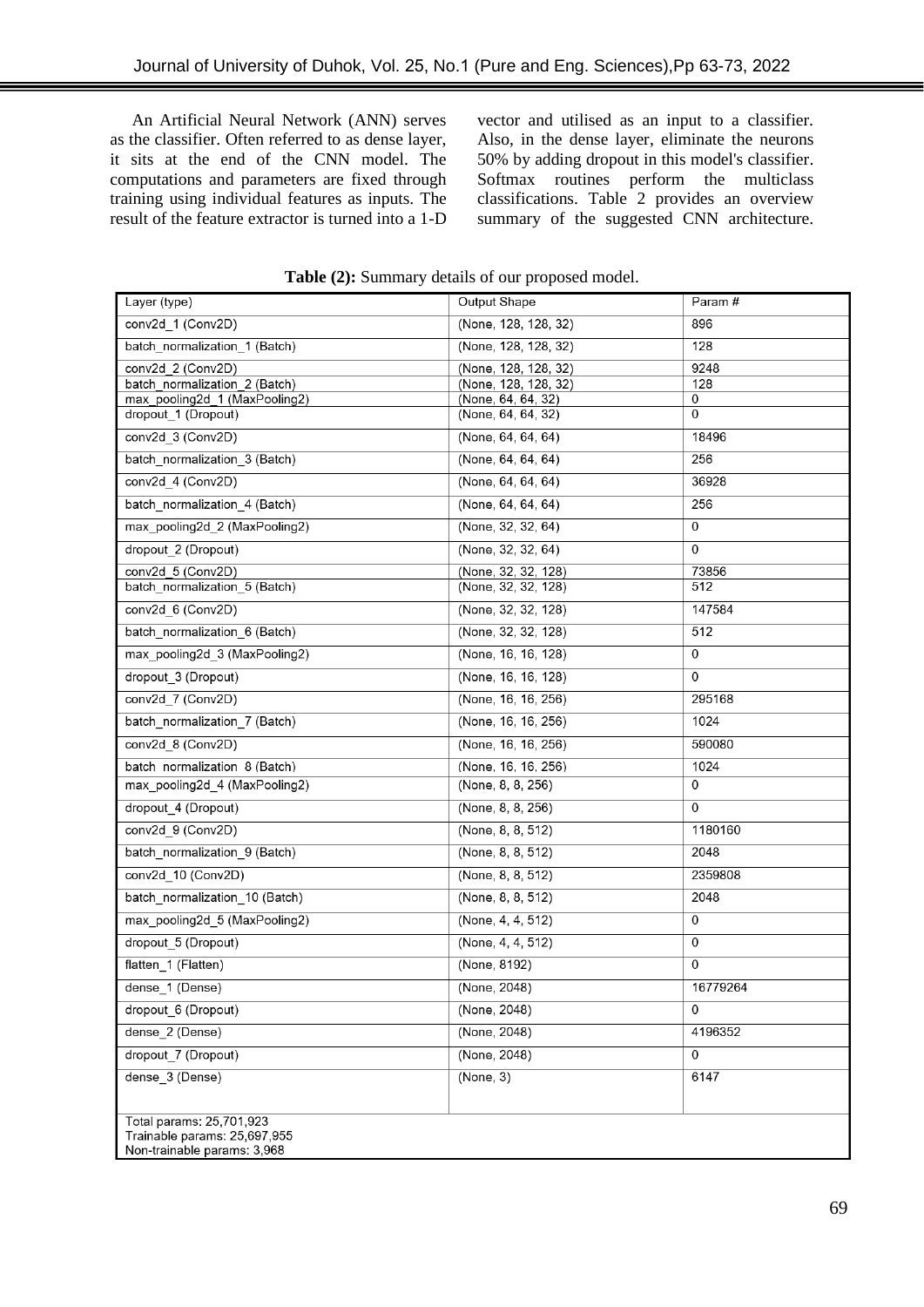An Artificial Neural Network (ANN) serves as the classifier. Often referred to as dense layer, it sits at the end of the CNN model. The computations and parameters are fixed through training using individual features as inputs. The result of the feature extractor is turned into a 1-D vector and utilised as an input to a classifier. Also, in the dense layer, eliminate the neurons 50% by adding dropout in this model's classifier. Softmax routines perform the multiclass classifications. Table 2 provides an overview summary of the suggested CNN architecture.

**Table (2):** Summary details of our proposed model.

| Layer (type) | Output Shape | Param # |
|---|---|---|
| conv2d_1 (Conv2D) | (None, 128, 128, 32) | 896 |
| batch_normalization_1 (Batch) | (None, 128, 128, 32) | 128 |
| conv2d_2 (Conv2D) | (None, 128, 128, 32) | 9248 |
| batch_normalization_2 (Batch) | (None, 128, 128, 32) | 128 |
| max_pooling2d_1 (MaxPooling2) | (None, 64, 64, 32) | 0 |
| dropout_1 (Dropout) | (None, 64, 64, 32) | 0 |
| conv2d_3 (Conv2D) | (None, 64, 64, 64) | 18496 |
| batch_normalization_3 (Batch) | (None, 64, 64, 64) | 256 |
| conv2d_4 (Conv2D) | (None, 64, 64, 64) | 36928 |
| batch_normalization_4 (Batch) | (None, 64, 64, 64) | 256 |
| max_pooling2d_2 (MaxPooling2) | (None, 32, 32, 64) | 0 |
| dropout_2 (Dropout) | (None, 32, 32, 64) | 0 |
| conv2d_5 (Conv2D) | (None, 32, 32, 128) | 73856 |
| batch_normalization_5 (Batch) | (None, 32, 32, 128) | 512 |
| conv2d_6 (Conv2D) | (None, 32, 32, 128) | 147584 |
| batch_normalization_6 (Batch) | (None, 32, 32, 128) | 512 |
| max_pooling2d_3 (MaxPooling2) | (None, 16, 16, 128) | 0 |
| dropout_3 (Dropout) | (None, 16, 16, 128) | 0 |
| conv2d_7 (Conv2D) | (None, 16, 16, 256) | 295168 |
| batch_normalization_7 (Batch) | (None, 16, 16, 256) | 1024 |
| conv2d_8 (Conv2D) | (None, 16, 16, 256) | 590080 |
| batch_normalization_8 (Batch) | (None, 16, 16, 256) | 1024 |
| max_pooling2d_4 (MaxPooling2) | (None, 8, 8, 256) | 0 |
| dropout_4 (Dropout) | (None, 8, 8, 256) | 0 |
| conv2d_9 (Conv2D) | (None, 8, 8, 512) | 1180160 |
| batch_normalization_9 (Batch) | (None, 8, 8, 512) | 2048 |
| conv2d_10 (Conv2D) | (None, 8, 8, 512) | 2359808 |
| batch_normalization_10 (Batch) | (None, 8, 8, 512) | 2048 |
| max_pooling2d_5 (MaxPooling2) | (None, 4, 4, 512) | 0 |
| dropout_5 (Dropout) | (None, 4, 4, 512) | 0 |
| flatten_1 (Flatten) | (None, 8192) | 0 |
| dense_1 (Dense) | (None, 2048) | 16779264 |
| dropout_6 (Dropout) | (None, 2048) | 0 |
| dense_2 (Dense) | (None, 2048) | 4196352 |
| dropout_7 (Dropout) | (None, 2048) | 0 |
| dense_3 (Dense) | (None, 3) | 6147 |
| Total params: 25,701,923<br>Trainable params: 25,697,955<br>Non-trainable params: 3,968 | | |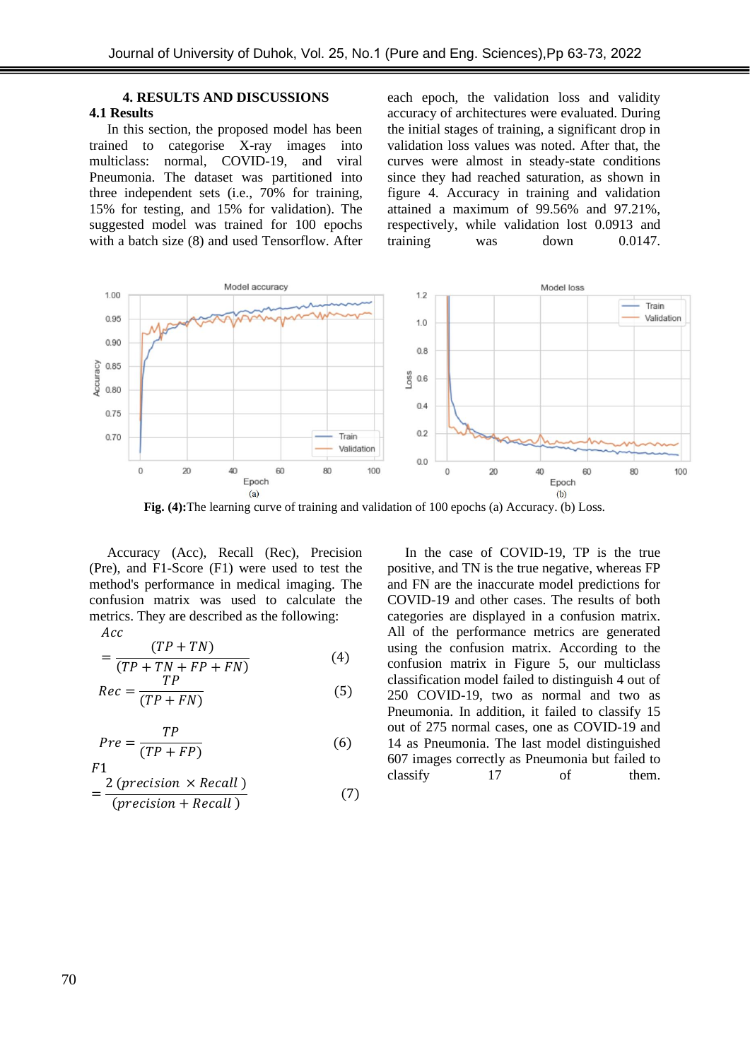## 4. RESULTS AND DISCUSSIONS

### 4.1 Results

In this section, the proposed model has been trained to categorise X-ray images into multiclass: normal, COVID-19, and viral Pneumonia. The dataset was partitioned into three independent sets (i.e., 70% for training, 15% for testing, and 15% for validation). The suggested model was trained for 100 epochs with a batch size (8) and used Tensorflow. After each epoch, the validation loss and validity accuracy of architectures were evaluated. During the initial stages of training, a significant drop in validation loss values was noted. After that, the curves were almost in steady-state conditions since they had reached saturation, as shown in figure 4. Accuracy in training and validation attained a maximum of 99.56% and 97.21%, respectively, while validation lost 0.0913 and training was down 0.0147.

**Fig. (4):**The learning curve of training and validation of 100 epochs (a) Accuracy. (b) Loss.

Accuracy (Acc), Recall (Rec), Precision (Pre), and F1-Score (F1) were used to test the method's performance in medical imaging. The confusion matrix was used to calculate the metrics. They are described as the following:

$$Acc = \frac{(TP + TN)}{(TP + TN + FP + FN)} \quad (4)$$

$$Rec = \frac{TP}{(TP + FN)} \quad (5)$$

$$Pre = \frac{TP}{(TP + FP)} \quad (6)$$

$$F1 = \frac{2\,(precision \times Recall\,)}{(precision + Recall\,)} \quad (7)$$

In the case of COVID-19, TP is the true positive, and TN is the true negative, whereas FP and FN are the inaccurate model predictions for COVID-19 and other cases. The results of both categories are displayed in a confusion matrix. All of the performance metrics are generated using the confusion matrix. According to the confusion matrix in Figure 5, our multiclass classification model failed to distinguish 4 out of 250 COVID-19, two as normal and two as Pneumonia. In addition, it failed to classify 15 out of 275 normal cases, one as COVID-19 and 14 as Pneumonia. The last model distinguished 607 images correctly as Pneumonia but failed to classify 17 of them.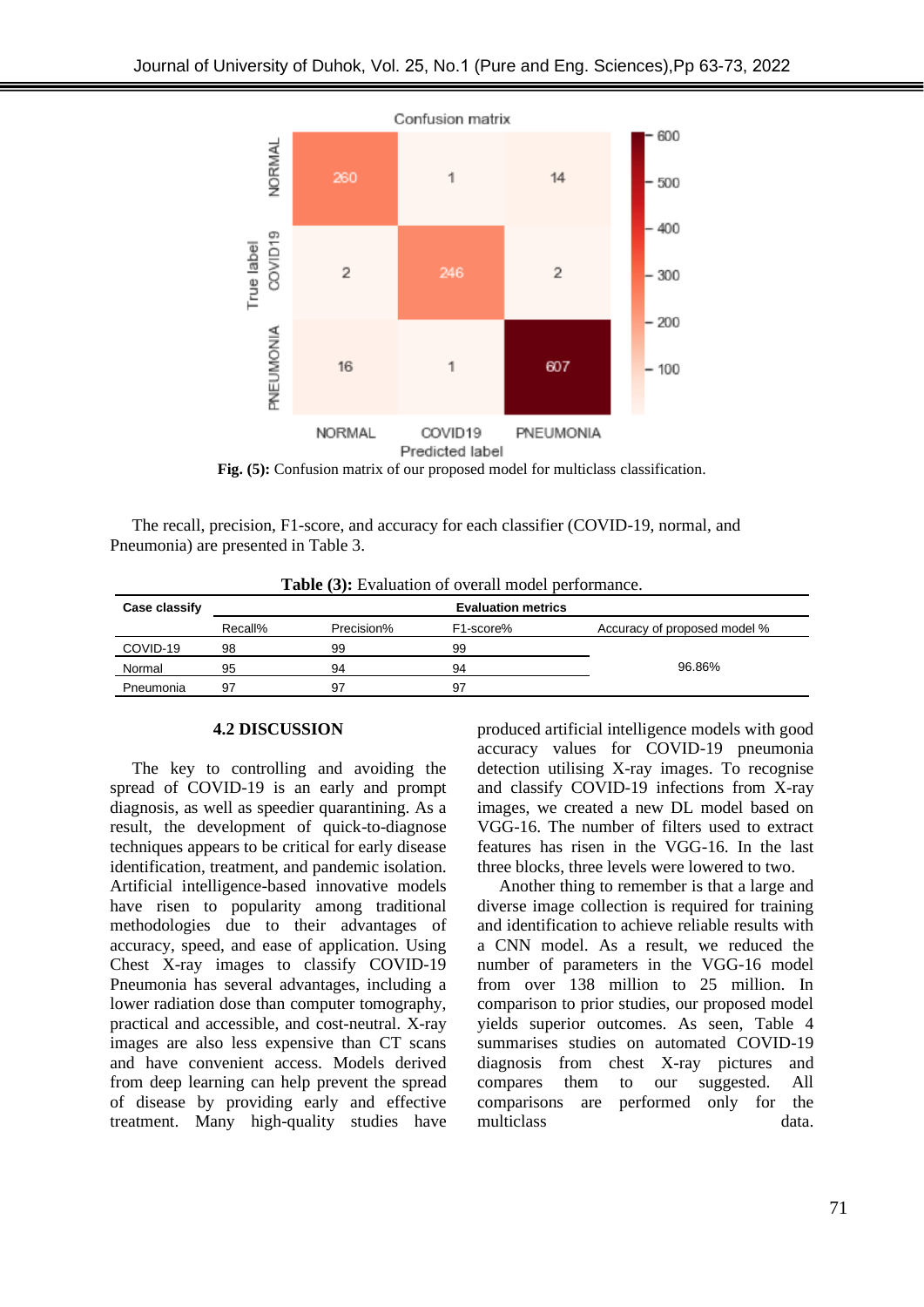Fig. (5): Confusion matrix of our proposed model for multiclass classification.

The recall, precision, F1-score, and accuracy for each classifier (COVID-19, normal, and Pneumonia) are presented in Table 3.

**Table (3):** Evaluation of overall model performance.

| Case classify | Evaluation metrics | | | |
|---|---|---|---|---|
| | Recall% | Precision% | F1-score% | Accuracy of proposed model % |
| COVID-19 | 98 | 99 | 99 | 96.86% |
| Normal | 95 | 94 | 94 | |
| Pneumonia | 97 | 97 | 97 | |

## 4.2 DISCUSSION

The key to controlling and avoiding the spread of COVID-19 is an early and prompt diagnosis, as well as speedier quarantining. As a result, the development of quick-to-diagnose techniques appears to be critical for early disease identification, treatment, and pandemic isolation. Artificial intelligence-based innovative models have risen to popularity among traditional methodologies due to their advantages of accuracy, speed, and ease of application. Using Chest X-ray images to classify COVID-19 Pneumonia has several advantages, including a lower radiation dose than computer tomography, practical and accessible, and cost-neutral. X-ray images are also less expensive than CT scans and have convenient access. Models derived from deep learning can help prevent the spread of disease by providing early and effective treatment. Many high-quality studies have produced artificial intelligence models with good accuracy values for COVID-19 pneumonia detection utilising X-ray images. To recognise and classify COVID-19 infections from X-ray images, we created a new DL model based on VGG-16. The number of filters used to extract features has risen in the VGG-16. In the last three blocks, three levels were lowered to two.

Another thing to remember is that a large and diverse image collection is required for training and identification to achieve reliable results with a CNN model. As a result, we reduced the number of parameters in the VGG-16 model from over 138 million to 25 million. In comparison to prior studies, our proposed model yields superior outcomes. As seen, Table 4 summarises studies on automated COVID-19 diagnosis from chest X-ray pictures and compares them to our suggested. All comparisons are performed only for the multiclass data.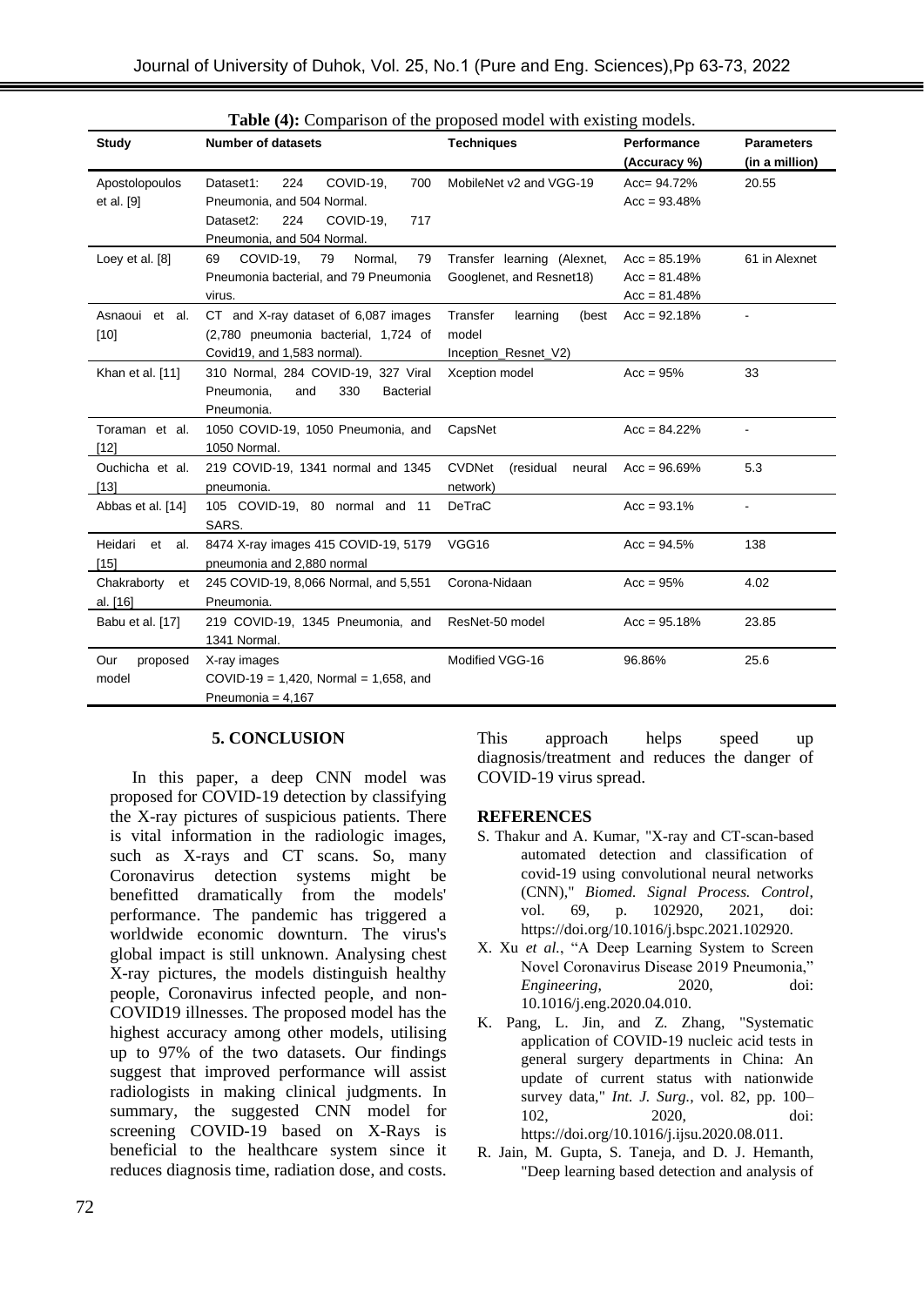**Table (4):** Comparison of the proposed model with existing models.

| Study | Number of datasets | Techniques | Performance (Accuracy %) | Parameters (in a million) |
|---|---|---|---|---|
| Apostolopoulos et al. [9] | Dataset1: 224 COVID-19, 700 Pneumonia, and 504 Normal. Dataset2: 224 COVID-19, 717 Pneumonia, and 504 Normal. | MobileNet v2 and VGG-19 | Acc= 94.72% Acc = 93.48% | 20.55 |
| Loey et al. [8] | 69 COVID-19, 79 Normal, 79 Pneumonia bacterial, and 79 Pneumonia virus. | Transfer learning (Alexnet, Googlenet, and Resnet18) | Acc = 85.19% Acc = 81.48% Acc = 81.48% | 61 in Alexnet |
| Asnaoui et al. [10] | CT and X-ray dataset of 6,087 images (2,780 pneumonia bacterial, 1,724 of Covid19, and 1,583 normal). | Transfer learning (best model Inception_Resnet_V2) | Acc = 92.18% | - |
| Khan et al. [11] | 310 Normal, 284 COVID-19, 327 Viral Pneumonia, and 330 Bacterial Pneumonia. | Xception model | Acc = 95% | 33 |
| Toraman et al. [12] | 1050 COVID-19, 1050 Pneumonia, and 1050 Normal. | CapsNet | Acc = 84.22% | - |
| Ouchicha et al. [13] | 219 COVID-19, 1341 normal and 1345 pneumonia. | CVDNet (residual neural network) | Acc = 96.69% | 5.3 |
| Abbas et al. [14] | 105 COVID-19, 80 normal and 11 SARS. | DeTraC | Acc = 93.1% | - |
| Heidari et al. [15] | 8474 X-ray images 415 COVID-19, 5179 pneumonia and 2,880 normal | VGG16 | Acc = 94.5% | 138 |
| Chakraborty et al. [16] | 245 COVID-19, 8,066 Normal, and 5,551 Pneumonia. | Corona-Nidaan | Acc = 95% | 4.02 |
| Babu et al. [17] | 219 COVID-19, 1345 Pneumonia, and 1341 Normal. | ResNet-50 model | Acc = 95.18% | 23.85 |
| Our proposed model | X-ray images COVID-19 = 1,420, Normal = 1,658, and Pneumonia = 4,167 | Modified VGG-16 | 96.86% | 25.6 |

## 5. CONCLUSION

In this paper, a deep CNN model was proposed for COVID-19 detection by classifying the X-ray pictures of suspicious patients. There is vital information in the radiologic images, such as X-rays and CT scans. So, many Coronavirus detection systems might be benefitted dramatically from the models' performance. The pandemic has triggered a worldwide economic downturn. The virus's global impact is still unknown. Analysing chest X-ray pictures, the models distinguish healthy people, Coronavirus infected people, and non-COVID19 illnesses. The proposed model has the highest accuracy among other models, utilising up to 97% of the two datasets. Our findings suggest that improved performance will assist radiologists in making clinical judgments. In summary, the suggested CNN model for screening COVID-19 based on X-Rays is beneficial to the healthcare system since it reduces diagnosis time, radiation dose, and costs. This approach helps speed up diagnosis/treatment and reduces the danger of COVID-19 virus spread.

## REFERENCES

- S. Thakur and A. Kumar, "X-ray and CT-scan-based automated detection and classification of covid-19 using convolutional neural networks (CNN)," *Biomed. Signal Process. Control*, vol. 69, p. 102920, 2021, doi: https://doi.org/10.1016/j.bspc.2021.102920.
- X. Xu *et al.*, "A Deep Learning System to Screen Novel Coronavirus Disease 2019 Pneumonia," *Engineering*, 2020, doi: 10.1016/j.eng.2020.04.010.
- K. Pang, L. Jin, and Z. Zhang, "Systematic application of COVID-19 nucleic acid tests in general surgery departments in China: An update of current status with nationwide survey data," *Int. J. Surg.*, vol. 82, pp. 100–102, 2020, doi: https://doi.org/10.1016/j.ijsu.2020.08.011.
- R. Jain, M. Gupta, S. Taneja, and D. J. Hemanth, "Deep learning based detection and analysis of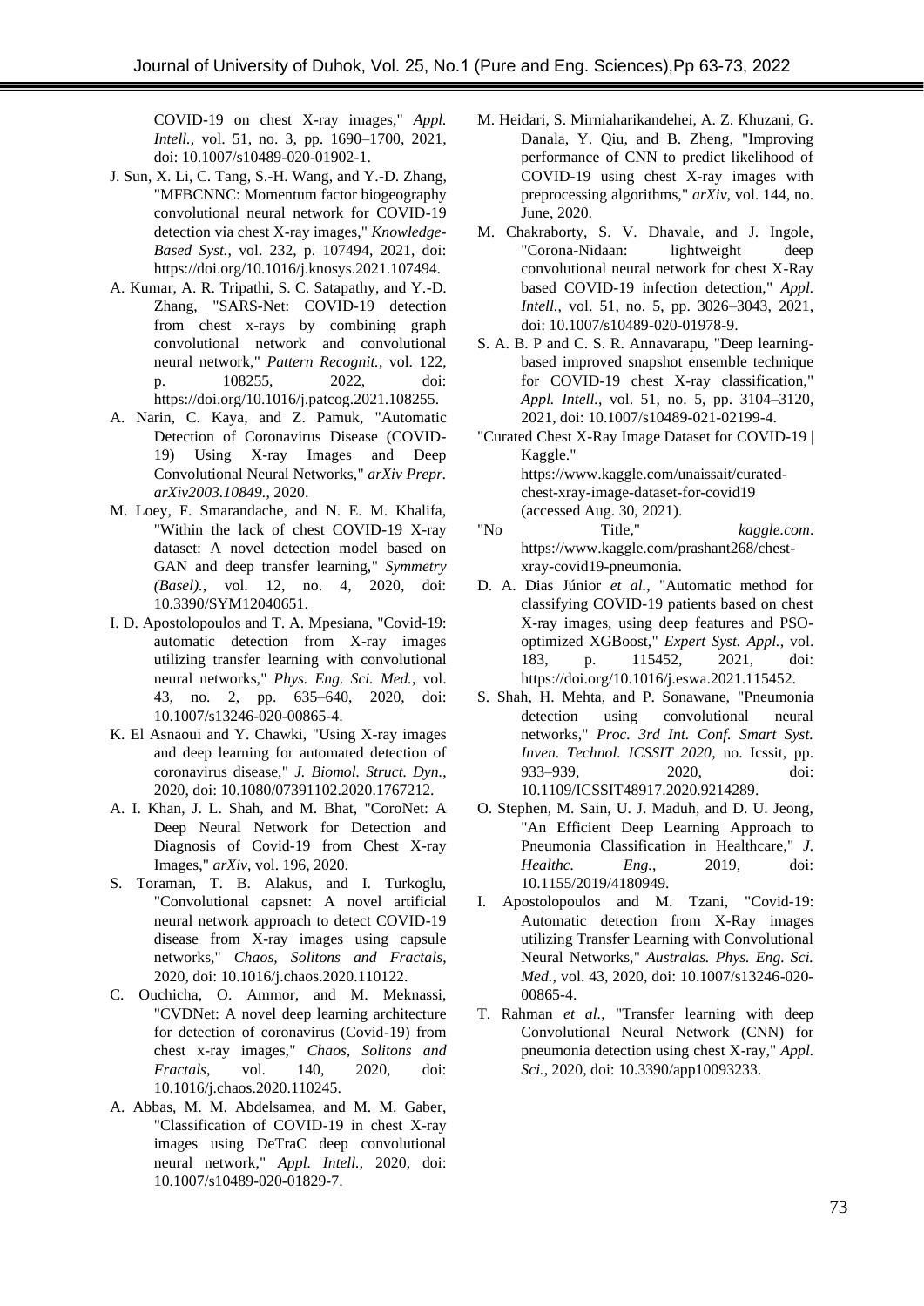COVID-19 on chest X-ray images," *Appl. Intell.*, vol. 51, no. 3, pp. 1690–1700, 2021, doi: 10.1007/s10489-020-01902-1.

J. Sun, X. Li, C. Tang, S.-H. Wang, and Y.-D. Zhang, "MFBCNNC: Momentum factor biogeography convolutional neural network for COVID-19 detection via chest X-ray images," *Knowledge-Based Syst.*, vol. 232, p. 107494, 2021, doi: https://doi.org/10.1016/j.knosys.2021.107494.

A. Kumar, A. R. Tripathi, S. C. Satapathy, and Y.-D. Zhang, "SARS-Net: COVID-19 detection from chest x-rays by combining graph convolutional network and convolutional neural network," *Pattern Recognit.*, vol. 122, p. 108255, 2022, doi: https://doi.org/10.1016/j.patcog.2021.108255.

A. Narin, C. Kaya, and Z. Pamuk, "Automatic Detection of Coronavirus Disease (COVID-19) Using X-ray Images and Deep Convolutional Neural Networks," *arXiv Prepr. arXiv2003.10849.*, 2020.

M. Loey, F. Smarandache, and N. E. M. Khalifa, "Within the lack of chest COVID-19 X-ray dataset: A novel detection model based on GAN and deep transfer learning," *Symmetry (Basel).*, vol. 12, no. 4, 2020, doi: 10.3390/SYM12040651.

I. D. Apostolopoulos and T. A. Mpesiana, "Covid-19: automatic detection from X-ray images utilizing transfer learning with convolutional neural networks," *Phys. Eng. Sci. Med.*, vol. 43, no. 2, pp. 635–640, 2020, doi: 10.1007/s13246-020-00865-4.

K. El Asnaoui and Y. Chawki, "Using X-ray images and deep learning for automated detection of coronavirus disease," *J. Biomol. Struct. Dyn.*, 2020, doi: 10.1080/07391102.2020.1767212.

A. I. Khan, J. L. Shah, and M. Bhat, "CoroNet: A Deep Neural Network for Detection and Diagnosis of Covid-19 from Chest X-ray Images," *arXiv*, vol. 196, 2020.

S. Toraman, T. B. Alakus, and I. Turkoglu, "Convolutional capsnet: A novel artificial neural network approach to detect COVID-19 disease from X-ray images using capsule networks," *Chaos, Solitons and Fractals*, 2020, doi: 10.1016/j.chaos.2020.110122.

C. Ouchicha, O. Ammor, and M. Meknassi, "CVDNet: A novel deep learning architecture for detection of coronavirus (Covid-19) from chest x-ray images," *Chaos, Solitons and Fractals*, vol. 140, 2020, doi: 10.1016/j.chaos.2020.110245.

A. Abbas, M. M. Abdelsamea, and M. M. Gaber, "Classification of COVID-19 in chest X-ray images using DeTraC deep convolutional neural network," *Appl. Intell.*, 2020, doi: 10.1007/s10489-020-01829-7.

M. Heidari, S. Mirniaharikandehei, A. Z. Khuzani, G. Danala, Y. Qiu, and B. Zheng, "Improving performance of CNN to predict likelihood of COVID-19 using chest X-ray images with preprocessing algorithms," *arXiv*, vol. 144, no. June, 2020.

M. Chakraborty, S. V. Dhavale, and J. Ingole, "Corona-Nidaan: lightweight deep convolutional neural network for chest X-Ray based COVID-19 infection detection," *Appl. Intell.*, vol. 51, no. 5, pp. 3026–3043, 2021, doi: 10.1007/s10489-020-01978-9.

S. A. B. P and C. S. R. Annavarapu, "Deep learning-based improved snapshot ensemble technique for COVID-19 chest X-ray classification," *Appl. Intell.*, vol. 51, no. 5, pp. 3104–3120, 2021, doi: 10.1007/s10489-021-02199-4.

"Curated Chest X-Ray Image Dataset for COVID-19 | Kaggle." https://www.kaggle.com/unaissait/curated-chest-xray-image-dataset-for-covid19 (accessed Aug. 30, 2021).

"No Title," *kaggle.com*. https://www.kaggle.com/prashant268/chest-xray-covid19-pneumonia.

D. A. Dias Júnior *et al.*, "Automatic method for classifying COVID-19 patients based on chest X-ray images, using deep features and PSO-optimized XGBoost," *Expert Syst. Appl.*, vol. 183, p. 115452, 2021, doi: https://doi.org/10.1016/j.eswa.2021.115452.

S. Shah, H. Mehta, and P. Sonawane, "Pneumonia detection using convolutional neural networks," *Proc. 3rd Int. Conf. Smart Syst. Inven. Technol. ICSSIT 2020*, no. Icssit, pp. 933–939, 2020, doi: 10.1109/ICSSIT48917.2020.9214289.

O. Stephen, M. Sain, U. J. Maduh, and D. U. Jeong, "An Efficient Deep Learning Approach to Pneumonia Classification in Healthcare," *J. Healthc. Eng.*, 2019, doi: 10.1155/2019/4180949.

I. Apostolopoulos and M. Tzani, "Covid-19: Automatic detection from X-Ray images utilizing Transfer Learning with Convolutional Neural Networks," *Australas. Phys. Eng. Sci. Med.*, vol. 43, 2020, doi: 10.1007/s13246-020-00865-4.

T. Rahman *et al.*, "Transfer learning with deep Convolutional Neural Network (CNN) for pneumonia detection using chest X-ray," *Appl. Sci.*, 2020, doi: 10.3390/app10093233.